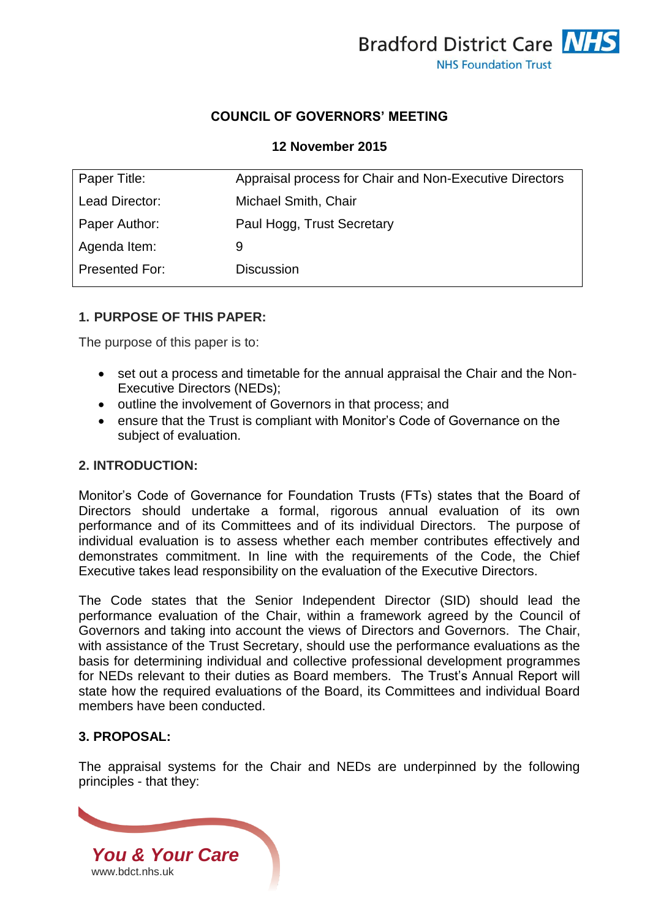Bradford District Care NHS
NHS Foundation Trust

## COUNCIL OF GOVERNORS' MEETING

**12 November 2015**

| | |
|---|---|
| Paper Title: | Appraisal process for Chair and Non-Executive Directors |
| Lead Director: | Michael Smith, Chair |
| Paper Author: | Paul Hogg, Trust Secretary |
| Agenda Item: | 9 |
| Presented For: | Discussion |

### 1. PURPOSE OF THIS PAPER:

The purpose of this paper is to:

- set out a process and timetable for the annual appraisal the Chair and the Non-Executive Directors (NEDs);
- outline the involvement of Governors in that process; and
- ensure that the Trust is compliant with Monitor's Code of Governance on the subject of evaluation.

### 2. INTRODUCTION:

Monitor's Code of Governance for Foundation Trusts (FTs) states that the Board of Directors should undertake a formal, rigorous annual evaluation of its own performance and of its Committees and of its individual Directors. The purpose of individual evaluation is to assess whether each member contributes effectively and demonstrates commitment. In line with the requirements of the Code, the Chief Executive takes lead responsibility on the evaluation of the Executive Directors.

The Code states that the Senior Independent Director (SID) should lead the performance evaluation of the Chair, within a framework agreed by the Council of Governors and taking into account the views of Directors and Governors. The Chair, with assistance of the Trust Secretary, should use the performance evaluations as the basis for determining individual and collective professional development programmes for NEDs relevant to their duties as Board members. The Trust's Annual Report will state how the required evaluations of the Board, its Committees and individual Board members have been conducted.

### 3. PROPOSAL:

The appraisal systems for the Chair and NEDs are underpinned by the following principles - that they:

*You & Your Care*
www.bdct.nhs.uk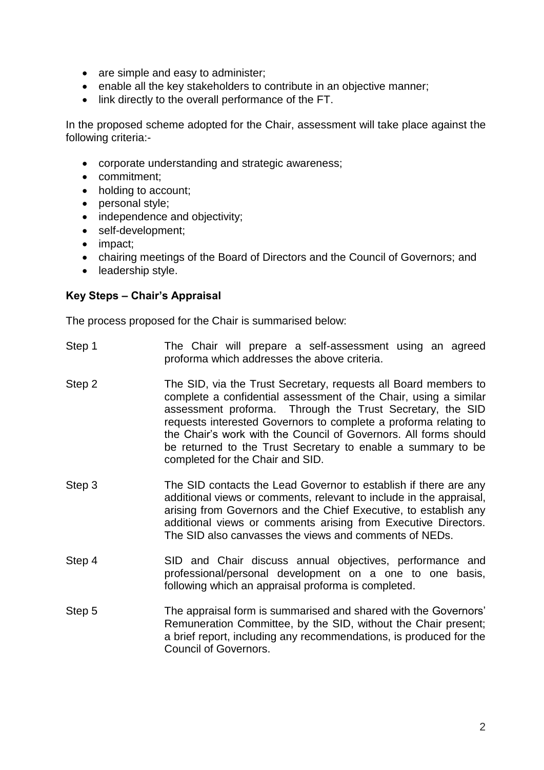- are simple and easy to administer;
- enable all the key stakeholders to contribute in an objective manner;
- link directly to the overall performance of the FT.

In the proposed scheme adopted for the Chair, assessment will take place against the following criteria:-

- corporate understanding and strategic awareness;
- commitment;
- holding to account;
- personal style;
- independence and objectivity;
- self-development;
- impact;
- chairing meetings of the Board of Directors and the Council of Governors; and
- leadership style.

**Key Steps – Chair's Appraisal**

The process proposed for the Chair is summarised below:

Step 1 The Chair will prepare a self-assessment using an agreed proforma which addresses the above criteria.

Step 2 The SID, via the Trust Secretary, requests all Board members to complete a confidential assessment of the Chair, using a similar assessment proforma. Through the Trust Secretary, the SID requests interested Governors to complete a proforma relating to the Chair's work with the Council of Governors. All forms should be returned to the Trust Secretary to enable a summary to be completed for the Chair and SID.

Step 3 The SID contacts the Lead Governor to establish if there are any additional views or comments, relevant to include in the appraisal, arising from Governors and the Chief Executive, to establish any additional views or comments arising from Executive Directors. The SID also canvasses the views and comments of NEDs.

Step 4 SID and Chair discuss annual objectives, performance and professional/personal development on a one to one basis, following which an appraisal proforma is completed.

Step 5 The appraisal form is summarised and shared with the Governors' Remuneration Committee, by the SID, without the Chair present; a brief report, including any recommendations, is produced for the Council of Governors.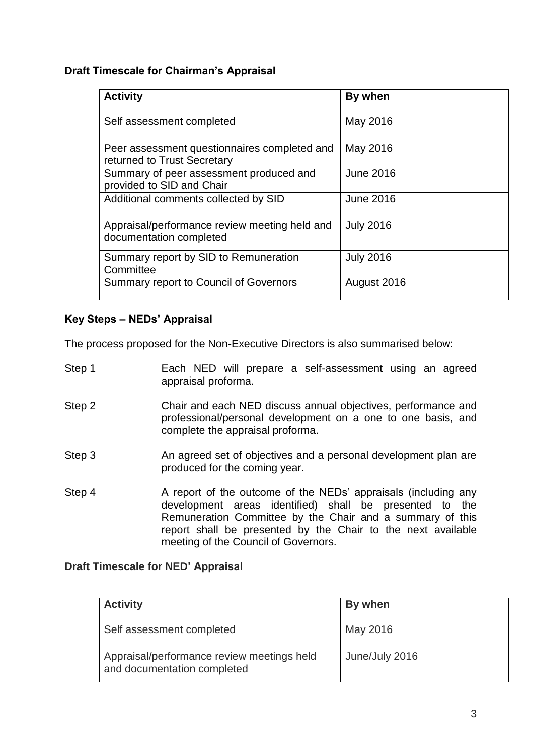**Draft Timescale for Chairman's Appraisal**

| Activity | By when |
|---|---|
| Self assessment completed | May 2016 |
| Peer assessment questionnaires completed and returned to Trust Secretary | May 2016 |
| Summary of peer assessment produced and provided to SID and Chair | June 2016 |
| Additional comments collected by SID | June 2016 |
| Appraisal/performance review meeting held and documentation completed | July 2016 |
| Summary report by SID to Remuneration Committee | July 2016 |
| Summary report to Council of Governors | August 2016 |

**Key Steps – NEDs' Appraisal**

The process proposed for the Non-Executive Directors is also summarised below:

Step 1 Each NED will prepare a self-assessment using an agreed appraisal proforma.

Step 2 Chair and each NED discuss annual objectives, performance and professional/personal development on a one to one basis, and complete the appraisal proforma.

Step 3 An agreed set of objectives and a personal development plan are produced for the coming year.

Step 4 A report of the outcome of the NEDs' appraisals (including any development areas identified) shall be presented to the Remuneration Committee by the Chair and a summary of this report shall be presented by the Chair to the next available meeting of the Council of Governors.

**Draft Timescale for NED' Appraisal**

| Activity | By when |
|---|---|
| Self assessment completed | May 2016 |
| Appraisal/performance review meetings held and documentation completed | June/July 2016 |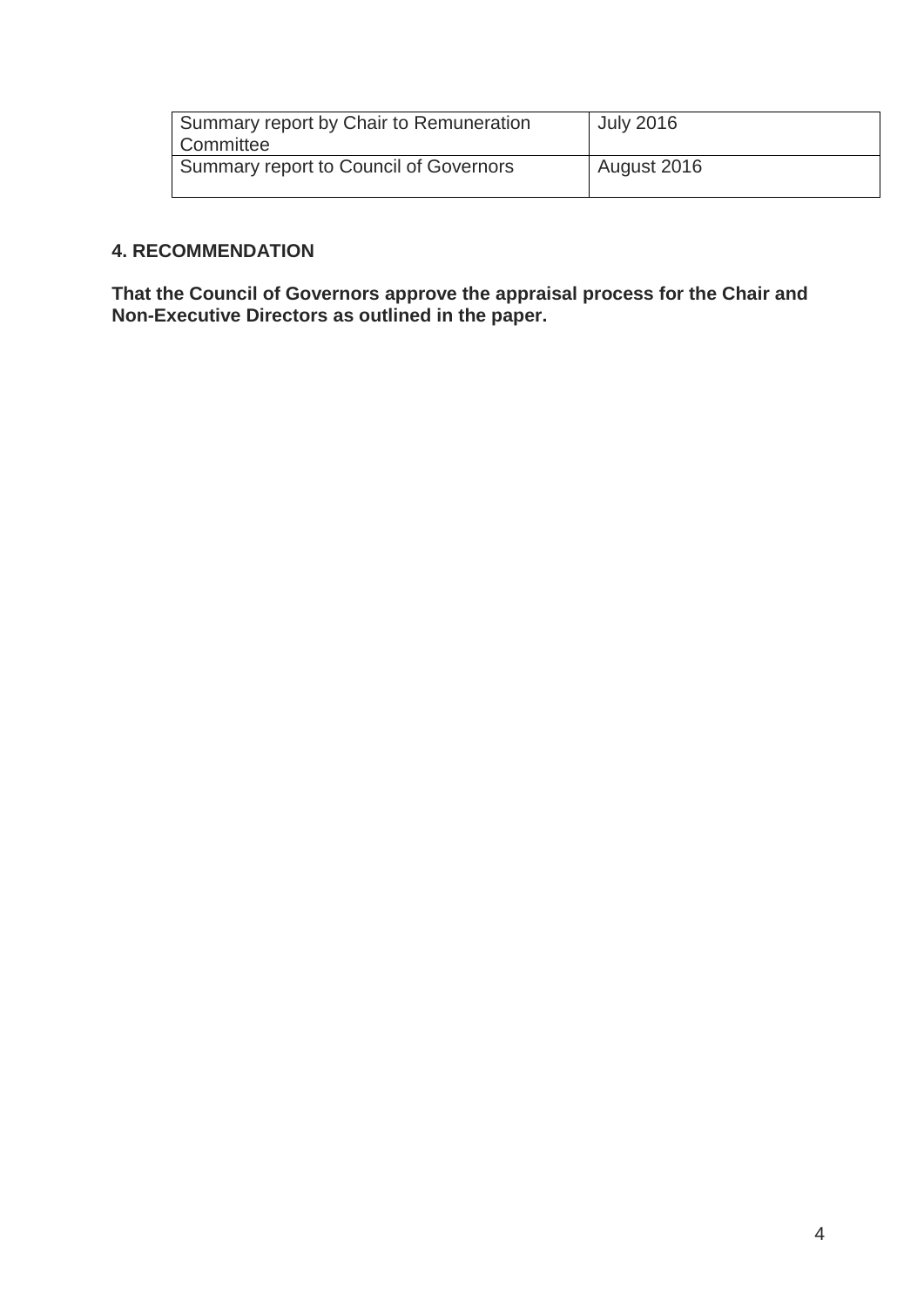| | |
|---|---|
| Summary report by Chair to Remuneration Committee | July 2016 |
| Summary report to Council of Governors | August 2016 |

## 4. RECOMMENDATION

**That the Council of Governors approve the appraisal process for the Chair and Non-Executive Directors as outlined in the paper.**